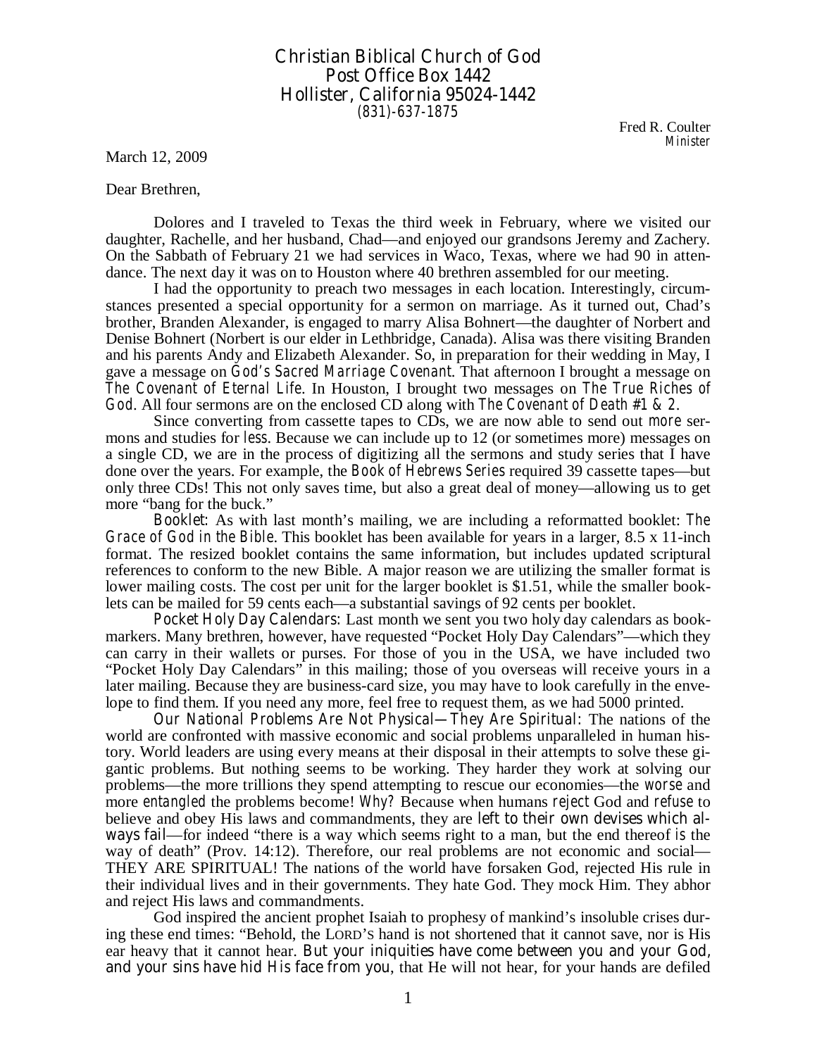Christian Biblical Church of God
Post Office Box 1442
Hollister, California 95024-1442
(831)-637-1875

Fred R. Coulter
*Minister*

March 12, 2009

Dear Brethren,

Dolores and I traveled to Texas the third week in February, where we visited our daughter, Rachelle, and her husband, Chad—and enjoyed our grandsons Jeremy and Zachery. On the Sabbath of February 21 we had services in Waco, Texas, where we had 90 in attendance. The next day it was on to Houston where 40 brethren assembled for our meeting.

I had the opportunity to preach two messages in each location. Interestingly, circumstances presented a special opportunity for a sermon on marriage. As it turned out, Chad's brother, Branden Alexander, is engaged to marry Alisa Bohnert—the daughter of Norbert and Denise Bohnert (Norbert is our elder in Lethbridge, Canada). Alisa was there visiting Branden and his parents Andy and Elizabeth Alexander. So, in preparation for their wedding in May, I gave a message on *God's Sacred Marriage Covenant*. That afternoon I brought a message on *The Covenant of Eternal Life*. In Houston, I brought two messages on *The True Riches of God*. All four sermons are on the enclosed CD along with *The Covenant of Death #1 & 2*.

Since converting from cassette tapes to CDs, we are now able to send out *more* sermons and studies for *less*. Because we can include up to 12 (or sometimes more) messages on a single CD, we are in the process of digitizing all the sermons and study series that I have done over the years. For example, the *Book of Hebrews Series* required 39 cassette tapes—but only three CDs! This not only saves time, but also a great deal of money—allowing us to get more "bang for the buck."

*Booklet*: As with last month's mailing, we are including a reformatted booklet: *The Grace of God in the Bible*. This booklet has been available for years in a larger, 8.5 x 11-inch format. The resized booklet contains the same information, but includes updated scriptural references to conform to the new Bible. A major reason we are utilizing the smaller format is lower mailing costs. The cost per unit for the larger booklet is $1.51, while the smaller booklets can be mailed for 59 cents each—a substantial savings of 92 cents per booklet.

*Pocket Holy Day Calendars*: Last month we sent you two holy day calendars as bookmarkers. Many brethren, however, have requested "Pocket Holy Day Calendars"—which they can carry in their wallets or purses. For those of you in the USA, we have included two "Pocket Holy Day Calendars" in this mailing; those of you overseas will receive yours in a later mailing. Because they are business-card size, you may have to look carefully in the envelope to find them. If you need any more, feel free to request them, as we had 5000 printed.

*Our National Problems Are Not Physical—They Are Spiritual*: The nations of the world are confronted with massive economic and social problems unparalleled in human history. World leaders are using every means at their disposal in their attempts to solve these gigantic problems. But nothing seems to be working. They harder they work at solving our problems—the more trillions they spend attempting to rescue our economies—the *worse* and more *entangled* the problems become! *Why?* Because when humans *reject* God and *refuse* to believe and obey His laws and commandments, they are *left to their own devises which always fail*—for indeed "there is a way which seems right to a man, but the end thereof *is* the way of death" (Prov. 14:12). Therefore, our real problems are not economic and social—THEY ARE SPIRITUAL! The nations of the world have forsaken God, rejected His rule in their individual lives and in their governments. They hate God. They mock Him. They abhor and reject His laws and commandments.

God inspired the ancient prophet Isaiah to prophesy of mankind's insoluble crises during these end times: "Behold, the LORD'S hand is not shortened that it cannot save, nor is His ear heavy that it cannot hear. *But your iniquities have come between you and your God, and your sins have hid His face from you*, that He will not hear, for your hands are defiled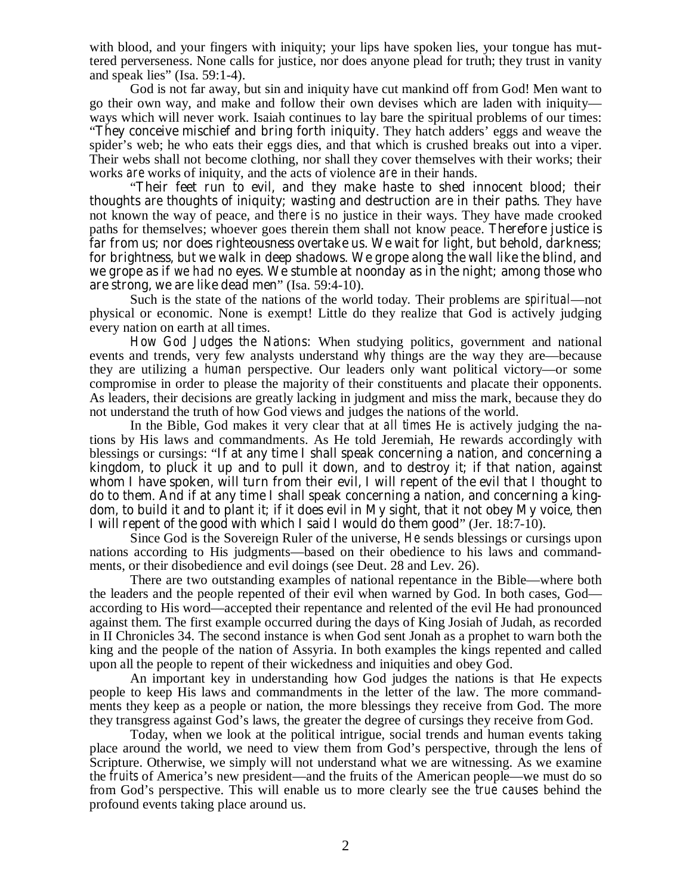with blood, and your fingers with iniquity; your lips have spoken lies, your tongue has muttered perverseness. None calls for justice, nor does anyone plead for truth; they trust in vanity and speak lies" (Isa. 59:1-4).

God is not far away, but sin and iniquity have cut mankind off from God! Men want to go their own way, and make and follow their own devises which are laden with iniquity—ways which will never work. Isaiah continues to lay bare the spiritual problems of our times: "*They conceive mischief and bring forth iniquity.* They hatch adders' eggs and weave the spider's web; he who eats their eggs dies, and that which is crushed breaks out into a viper. Their webs shall not become clothing, nor shall they cover themselves with their works; their works *are* works of iniquity, and the acts of violence *are* in their hands.

"*Their feet run to evil, and they make haste to shed innocent blood; their thoughts are thoughts of iniquity; wasting and destruction are in their paths.* They have not known the way of peace, and *there is* no justice in their ways. They have made crooked paths for themselves; whoever goes therein them shall not know peace. *Therefore justice is far from us; nor does righteousness overtake us. We wait for light, but behold, darkness; for brightness, but we walk in deep shadows. We grope along the wall like the blind, and we grope as if we had no eyes. We stumble at noonday as in the night; among those who are strong, we are like dead men*" (Isa. 59:4-10).

Such is the state of the nations of the world today. Their problems are *spiritual*—not physical or economic. None is exempt! Little do they realize that God is actively judging every nation on earth at all times.

*How God Judges the Nations*: When studying politics, government and national events and trends, very few analysts understand *why* things are the way they are—because they are utilizing a *human* perspective. Our leaders only want political victory—or some compromise in order to please the majority of their constituents and placate their opponents. As leaders, their decisions are greatly lacking in judgment and miss the mark, because they do not understand the truth of how God views and judges the nations of the world.

In the Bible, God makes it very clear that at *all times* He is actively judging the nations by His laws and commandments. As He told Jeremiah, He rewards accordingly with blessings or cursings: "*If at any time I shall speak concerning a nation, and concerning a kingdom, to pluck it up and to pull it down, and to destroy it; if that nation, against whom I have spoken, will turn from their evil, I will repent of the evil that I thought to do to them. And if at any time I shall speak concerning a nation, and concerning a kingdom, to build it and to plant it; if it does evil in My sight, that it not obey My voice, then I will repent of the good with which I said I would do them good*" (Jer. 18:7-10).

Since God is the Sovereign Ruler of the universe, *He* sends blessings or cursings upon nations according to His judgments—based on their obedience to his laws and commandments, or their disobedience and evil doings (see Deut. 28 and Lev. 26).

There are two outstanding examples of national repentance in the Bible—where both the leaders and the people repented of their evil when warned by God. In both cases, God—according to His word—accepted their repentance and relented of the evil He had pronounced against them. The first example occurred during the days of King Josiah of Judah, as recorded in II Chronicles 34. The second instance is when God sent Jonah as a prophet to warn both the king and the people of the nation of Assyria. In both examples the kings repented and called upon all the people to repent of their wickedness and iniquities and obey God.

An important key in understanding how God judges the nations is that He expects people to keep His laws and commandments in the letter of the law. The more commandments they keep as a people or nation, the more blessings they receive from God. The more they transgress against God's laws, the greater the degree of cursings they receive from God.

Today, when we look at the political intrigue, social trends and human events taking place around the world, we need to view them from God's perspective, through the lens of Scripture. Otherwise, we simply will not understand what we are witnessing. As we examine the *fruits* of America's new president—and the fruits of the American people—we must do so from God's perspective. This will enable us to more clearly see the *true causes* behind the profound events taking place around us.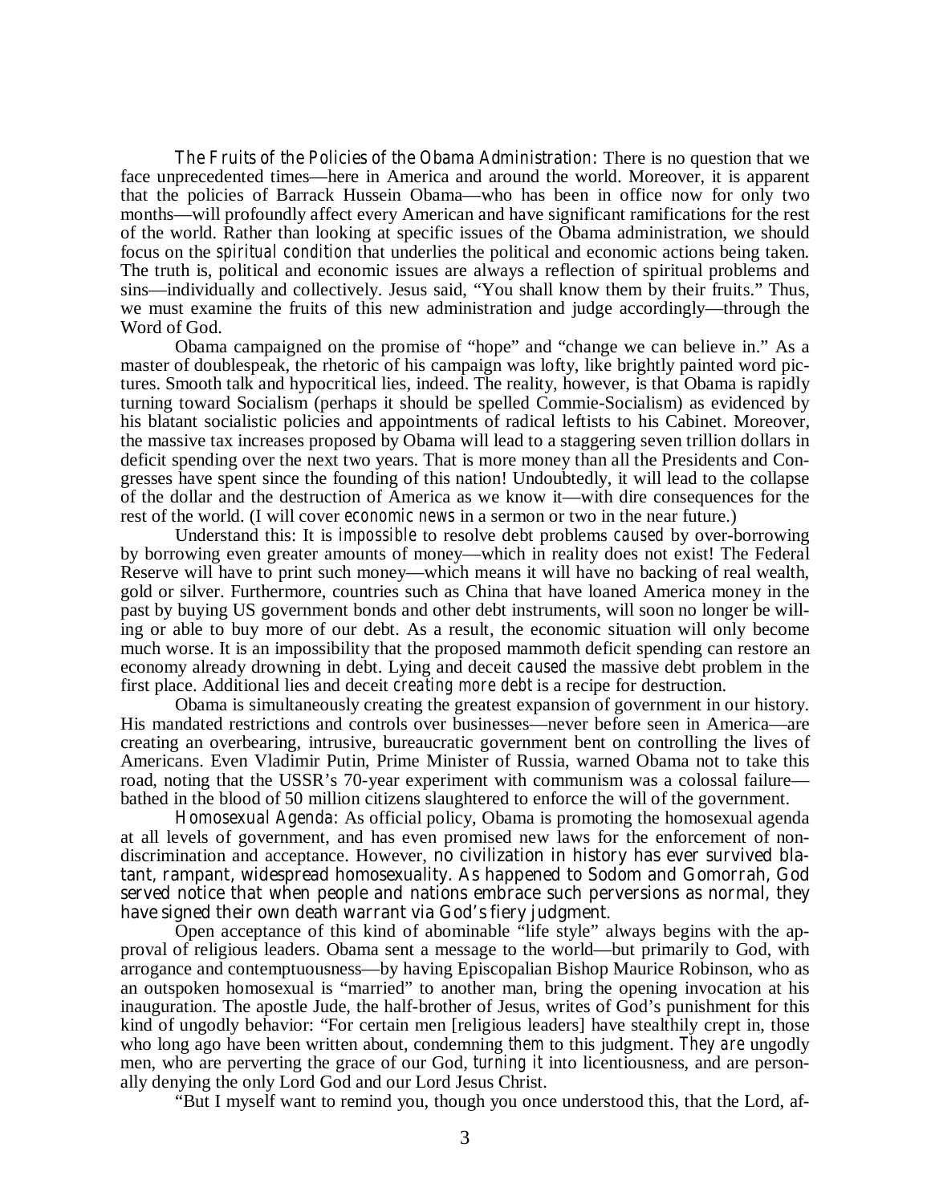*The Fruits of the Policies of the Obama Administration*: There is no question that we face unprecedented times—here in America and around the world. Moreover, it is apparent that the policies of Barrack Hussein Obama—who has been in office now for only two months—will profoundly affect every American and have significant ramifications for the rest of the world. Rather than looking at specific issues of the Obama administration, we should focus on the *spiritual condition* that underlies the political and economic actions being taken. The truth is, political and economic issues are always a reflection of spiritual problems and sins—individually and collectively. Jesus said, "You shall know them by their fruits." Thus, we must examine the fruits of this new administration and judge accordingly—through the Word of God.

Obama campaigned on the promise of "hope" and "change we can believe in." As a master of doublespeak, the rhetoric of his campaign was lofty, like brightly painted word pictures. Smooth talk and hypocritical lies, indeed. The reality, however, is that Obama is rapidly turning toward Socialism (perhaps it should be spelled Commie-Socialism) as evidenced by his blatant socialistic policies and appointments of radical leftists to his Cabinet. Moreover, the massive tax increases proposed by Obama will lead to a staggering seven trillion dollars in deficit spending over the next two years. That is more money than all the Presidents and Congresses have spent since the founding of this nation! Undoubtedly, it will lead to the collapse of the dollar and the destruction of America as we know it—with dire consequences for the rest of the world. (I will cover *economic news* in a sermon or two in the near future.)

Understand this: It is *impossible* to resolve debt problems *caused* by over-borrowing by borrowing even greater amounts of money—which in reality does not exist! The Federal Reserve will have to print such money—which means it will have no backing of real wealth, gold or silver. Furthermore, countries such as China that have loaned America money in the past by buying US government bonds and other debt instruments, will soon no longer be willing or able to buy more of our debt. As a result, the economic situation will only become much worse. It is an impossibility that the proposed mammoth deficit spending can restore an economy already drowning in debt. Lying and deceit *caused* the massive debt problem in the first place. Additional lies and deceit *creating more debt* is a recipe for destruction.

Obama is simultaneously creating the greatest expansion of government in our history. His mandated restrictions and controls over businesses—never before seen in America—are creating an overbearing, intrusive, bureaucratic government bent on controlling the lives of Americans. Even Vladimir Putin, Prime Minister of Russia, warned Obama not to take this road, noting that the USSR's 70-year experiment with communism was a colossal failure—bathed in the blood of 50 million citizens slaughtered to enforce the will of the government.

*Homosexual Agenda*: As official policy, Obama is promoting the homosexual agenda at all levels of government, and has even promised new laws for the enforcement of non-discrimination and acceptance. However, *no civilization in history has ever survived blatant, rampant, widespread homosexuality. As happened to Sodom and Gomorrah, God served notice that when people and nations embrace such perversions as normal, they have signed their own death warrant via God's fiery judgment.*

Open acceptance of this kind of abominable "life style" always begins with the approval of religious leaders. Obama sent a message to the world—but primarily to God, with arrogance and contemptuousness—by having Episcopalian Bishop Maurice Robinson, who as an outspoken homosexual is "married" to another man, bring the opening invocation at his inauguration. The apostle Jude, the half-brother of Jesus, writes of God's punishment for this kind of ungodly behavior: "For certain men [religious leaders] have stealthily crept in, those who long ago have been written about, condemning *them* to this judgment. *They are* ungodly men, who are perverting the grace of our God, *turning it* into licentiousness, and are personally denying the only Lord God and our Lord Jesus Christ.

"But I myself want to remind you, though you once understood this, that the Lord, af-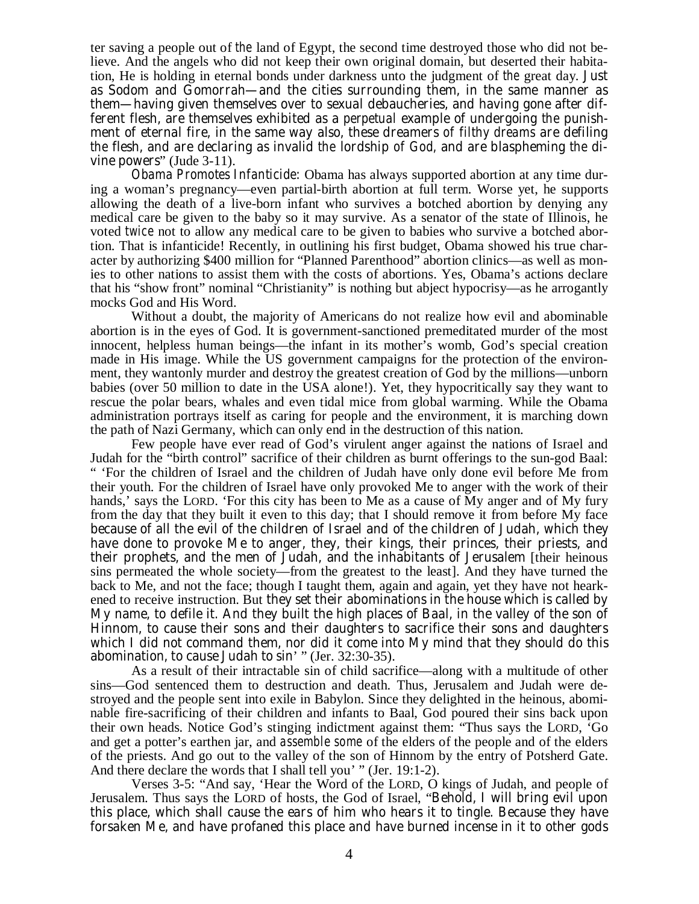ter saving a people out of *the* land of Egypt, the second time destroyed those who did not believe. And the angels who did not keep their own original domain, but deserted their habitation, He is holding in eternal bonds under darkness unto the judgment of *the* great day. *Just as Sodom and Gomorrah—and the cities surrounding them, in the same manner as them—having given themselves over to sexual debaucheries, and having gone after different flesh, are themselves exhibited as a perpetual example of undergoing the punishment of eternal fire, in the same way also, these dreamers of filthy dreams are defiling the flesh, and are declaring as invalid the lordship of God, and are blaspheming the divine powers*" (Jude 3-11).

*Obama Promotes Infanticide*: Obama has always supported abortion at any time during a woman's pregnancy—even partial-birth abortion at full term. Worse yet, he supports allowing the death of a live-born infant who survives a botched abortion by denying any medical care be given to the baby so it may survive. As a senator of the state of Illinois, he voted *twice* not to allow any medical care to be given to babies who survive a botched abortion. That is infanticide! Recently, in outlining his first budget, Obama showed his true character by authorizing $400 million for "Planned Parenthood" abortion clinics—as well as monies to other nations to assist them with the costs of abortions. Yes, Obama's actions declare that his "show front" nominal "Christianity" is nothing but abject hypocrisy—as he arrogantly mocks God and His Word.

Without a doubt, the majority of Americans do not realize how evil and abominable abortion is in the eyes of God. It is government-sanctioned premeditated murder of the most innocent, helpless human beings—the infant in its mother's womb, God's special creation made in His image. While the US government campaigns for the protection of the environment, they wantonly murder and destroy the greatest creation of God by the millions—unborn babies (over 50 million to date in the USA alone!). Yet, they hypocritically say they want to rescue the polar bears, whales and even tidal mice from global warming. While the Obama administration portrays itself as caring for people and the environment, it is marching down the path of Nazi Germany, which can only end in the destruction of this nation.

Few people have ever read of God's virulent anger against the nations of Israel and Judah for the "birth control" sacrifice of their children as burnt offerings to the sun-god Baal: " 'For the children of Israel and the children of Judah have only done evil before Me from their youth. For the children of Israel have only provoked Me to anger with the work of their hands,' says the LORD. 'For this city has been to Me as a cause of My anger and of My fury from the day that they built it even to this day; that I should remove it from before My face *because of all the evil of the children of Israel and of the children of Judah, which they have done to provoke Me to anger, they, their kings, their princes, their priests, and their prophets, and the men of Judah, and the inhabitants of Jerusalem* [their heinous sins permeated the whole society—from the greatest to the least]. And they have turned the back to Me, and not the face; though I taught them, again and again, yet they have not hearkened to receive instruction. But *they set their abominations in the house which is called by My name, to defile it. And they built the high places of Baal, in the valley of the son of Hinnom, to cause their sons and their daughters to sacrifice their sons and daughters which I did not command them, nor did it come into My mind that they should do this abomination, to cause Judah to sin*' " (Jer. 32:30-35).

As a result of their intractable sin of child sacrifice—along with a multitude of other sins—God sentenced them to destruction and death. Thus, Jerusalem and Judah were destroyed and the people sent into exile in Babylon. Since they delighted in the heinous, abominable fire-sacrificing of their children and infants to Baal, God poured their sins back upon their own heads. Notice God's stinging indictment against them: "Thus says the LORD, 'Go and get a potter's earthen jar, and *assemble some* of the elders of the people and of the elders of the priests. And go out to the valley of the son of Hinnom by the entry of Potsherd Gate. And there declare the words that I shall tell you' " (Jer. 19:1-2).

Verses 3-5: "And say, 'Hear the Word of the LORD, O kings of Judah, and people of Jerusalem. Thus says the LORD of hosts, the God of Israel, "*Behold, I will bring evil upon this place, which shall cause the ears of him who hears it to tingle. Because they have forsaken Me, and have profaned this place and have burned incense in it to other gods*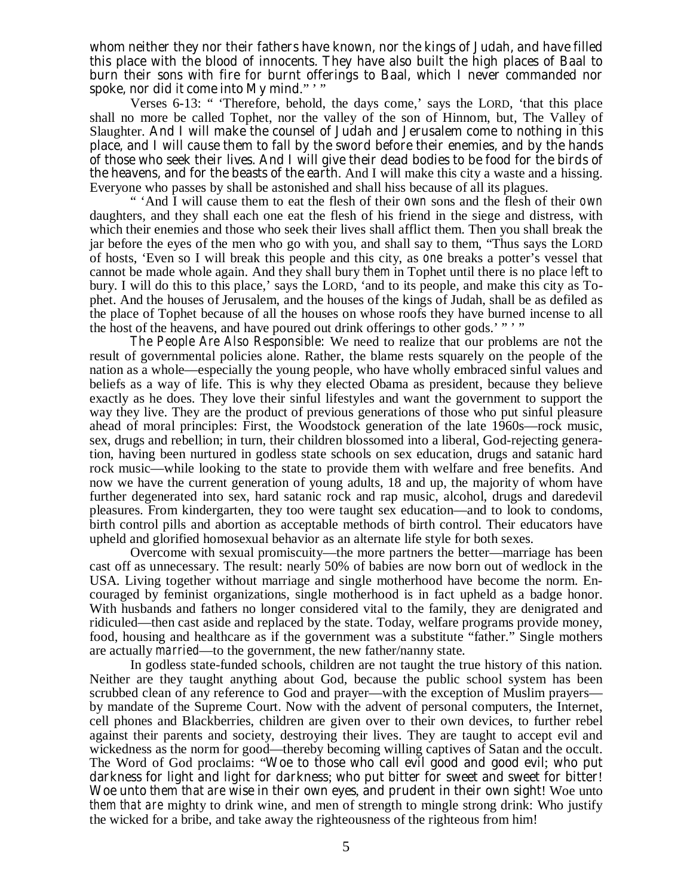*whom neither they nor their fathers have known, nor the kings of Judah, and have filled this place with the blood of innocents. They have also built the high places of Baal to burn their sons with fire for burnt offerings to Baal, which I never commanded nor spoke, nor did it come into My mind.*" ' "

Verses 6-13: " 'Therefore, behold, the days come,' says the LORD, 'that this place shall no more be called Tophet, nor the valley of the son of Hinnom, but, The Valley of Slaughter. *And I will make the counsel of Judah and Jerusalem come to nothing in this place, and I will cause them to fall by the sword before their enemies, and by the hands of those who seek their lives. And I will give their dead bodies to be food for the birds of the heavens, and for the beasts of the earth.* And I will make this city a waste and a hissing. Everyone who passes by shall be astonished and shall hiss because of all its plagues.

" 'And I will cause them to eat the flesh of their *own* sons and the flesh of their *own* daughters, and they shall each one eat the flesh of his friend in the siege and distress, with which their enemies and those who seek their lives shall afflict them. Then you shall break the jar before the eyes of the men who go with you, and shall say to them, "Thus says the LORD of hosts, 'Even so I will break this people and this city, as *one* breaks a potter's vessel that cannot be made whole again. And they shall bury *them* in Tophet until there is no place *left* to bury. I will do this to this place,' says the LORD, 'and to its people, and make this city as Tophet. And the houses of Jerusalem, and the houses of the kings of Judah, shall be as defiled as the place of Tophet because of all the houses on whose roofs they have burned incense to all the host of the heavens, and have poured out drink offerings to other gods.' " ' "

*The People Are Also Responsible:* We need to realize that our problems are *not* the result of governmental policies alone. Rather, the blame rests squarely on the people of the nation as a whole—especially the young people, who have wholly embraced sinful values and beliefs as a way of life. This is why they elected Obama as president, because they believe exactly as he does. They love their sinful lifestyles and want the government to support the way they live. They are the product of previous generations of those who put sinful pleasure ahead of moral principles: First, the Woodstock generation of the late 1960s—rock music, sex, drugs and rebellion; in turn, their children blossomed into a liberal, God-rejecting generation, having been nurtured in godless state schools on sex education, drugs and satanic hard rock music—while looking to the state to provide them with welfare and free benefits. And now we have the current generation of young adults, 18 and up, the majority of whom have further degenerated into sex, hard satanic rock and rap music, alcohol, drugs and daredevil pleasures. From kindergarten, they too were taught sex education—and to look to condoms, birth control pills and abortion as acceptable methods of birth control. Their educators have upheld and glorified homosexual behavior as an alternate life style for both sexes.

Overcome with sexual promiscuity—the more partners the better—marriage has been cast off as unnecessary. The result: nearly 50% of babies are now born out of wedlock in the USA. Living together without marriage and single motherhood have become the norm. Encouraged by feminist organizations, single motherhood is in fact upheld as a badge honor. With husbands and fathers no longer considered vital to the family, they are denigrated and ridiculed—then cast aside and replaced by the state. Today, welfare programs provide money, food, housing and healthcare as if the government was a substitute "father." Single mothers are actually *married*—to the government, the new father/nanny state.

In godless state-funded schools, children are not taught the true history of this nation. Neither are they taught anything about God, because the public school system has been scrubbed clean of any reference to God and prayer—with the exception of Muslim prayers—by mandate of the Supreme Court. Now with the advent of personal computers, the Internet, cell phones and Blackberries, children are given over to their own devices, to further rebel against their parents and society, destroying their lives. They are taught to accept evil and wickedness as the norm for good—thereby becoming willing captives of Satan and the occult. The Word of God proclaims: "*Woe to those who call evil good and good evil; who put darkness for light and light for darkness; who put bitter for sweet and sweet for bitter! Woe unto them that are wise in their own eyes, and prudent in their own sight!* Woe unto *them that are* mighty to drink wine, and men of strength to mingle strong drink: Who justify the wicked for a bribe, and take away the righteousness of the righteous from him!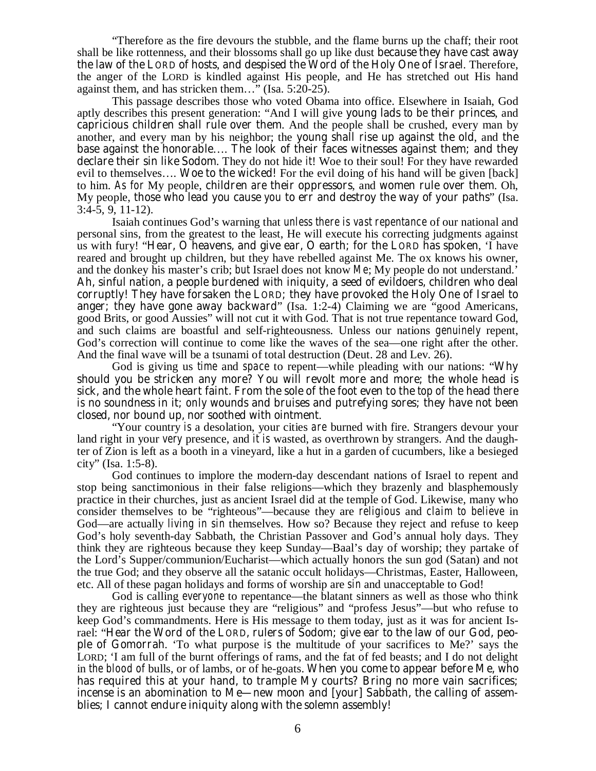"Therefore as the fire devours the stubble, and the flame burns up the chaff; their root shall be like rottenness, and their blossoms shall go up like dust because they have cast away the law of the LORD of hosts, and despised the Word of the Holy One of Israel. Therefore, the anger of the LORD is kindled against His people, and He has stretched out His hand against them, and has stricken them…" (Isa. 5:20-25).

This passage describes those who voted Obama into office. Elsewhere in Isaiah, God aptly describes this present generation: "And I will give young lads *to be* their princes, and capricious children shall rule over them. And the people shall be crushed, every man by another, and every man by his neighbor; the young shall rise up against the old, and the base against the honorable…. The look of their faces witnesses against them; and they declare their sin like Sodom. They do not hide *it*! Woe to their soul! For they have rewarded evil to themselves…. Woe to the wicked! For the evil doing of his hand will be given [back] to him. *As for* My people, children *are* their oppressors, and women rule over them. Oh, My people, those who lead you cause *you* to err and destroy the way of your paths" (Isa. 3:4-5, 9, 11-12).

Isaiah continues God's warning that *unless there is vast repentance* of our national and personal sins, from the greatest to the least, He will execute his correcting judgments against us with fury! "Hear, O heavens, and give ear, O earth; for the LORD has spoken, 'I have reared and brought up children, but they have rebelled against Me. The ox knows his owner, and the donkey his master's crib; *but* Israel does not know *Me*; My people do not understand.' Ah, sinful nation, a people burdened *with* iniquity, a seed of evildoers, children who deal corruptly! They have forsaken the LORD; they have provoked the Holy One of Israel to anger; they have gone away backward" (Isa. 1:2-4) Claiming we are "good Americans, good Brits, or good Aussies" will not cut it with God. That is not true repentance toward God, and such claims are boastful and self-righteousness. Unless our nations *genuinely* repent, God's correction will continue to come like the waves of the sea—one right after the other. And the final wave will be a tsunami of total destruction (Deut. 28 and Lev. 26).

God is giving us *time* and *space* to repent—while pleading with our nations: "Why should you be stricken any more? You will revolt more and more; the whole head is sick, and the whole heart faint. From the sole of the foot even to the top of the head *there is* no soundness in it; *only* wounds and bruises and putrefying sores; they have not been closed, nor bound up, nor soothed with ointment.

"Your country *is* a desolation, your cities *are* burned with fire. Strangers devour your land right in your *very* presence, and *it is* wasted, as overthrown by strangers. And the daughter of Zion is left as a booth in a vineyard, like a hut in a garden of cucumbers, like a besieged city" (Isa. 1:5-8).

God continues to implore the modern-day descendant nations of Israel to repent and stop being sanctimonious in their false religions—which they brazenly and blasphemously practice in their churches, just as ancient Israel did at the temple of God. Likewise, many who consider themselves to be "righteous"—because they are *religious* and *claim to believe* in God—are actually *living in sin* themselves. How so? Because they reject and refuse to keep God's holy seventh-day Sabbath, the Christian Passover and God's annual holy days. They think they are righteous because they keep Sunday—Baal's day of worship; they partake of the Lord's Supper/communion/Eucharist—which actually honors the sun god (Satan) and not the true God; and they observe all the satanic occult holidays—Christmas, Easter, Halloween, etc. All of these pagan holidays and forms of worship are *sin* and unacceptable to God!

God is calling *everyone* to repentance—the blatant sinners as well as those who *think* they are righteous just because they are "religious" and "profess Jesus"—but who refuse to keep God's commandments. Here is His message to them today, just as it was for ancient Israel: "Hear the Word of the LORD, rulers of Sodom; give ear to the law of our God, people of Gomorrah. 'To what purpose *is* the multitude of your sacrifices to Me?' says the LORD; 'I am full of the burnt offerings of rams, and the fat of fed beasts; and I do not delight in *the blood of* bulls, or of lambs, or of he-goats. When you come to appear before Me, who has required this at your hand, to trample My courts? Bring no more vain sacrifices; incense is an abomination to Me—new moon and [your] Sabbath, the calling of assemblies; I cannot endure iniquity along with the solemn assembly!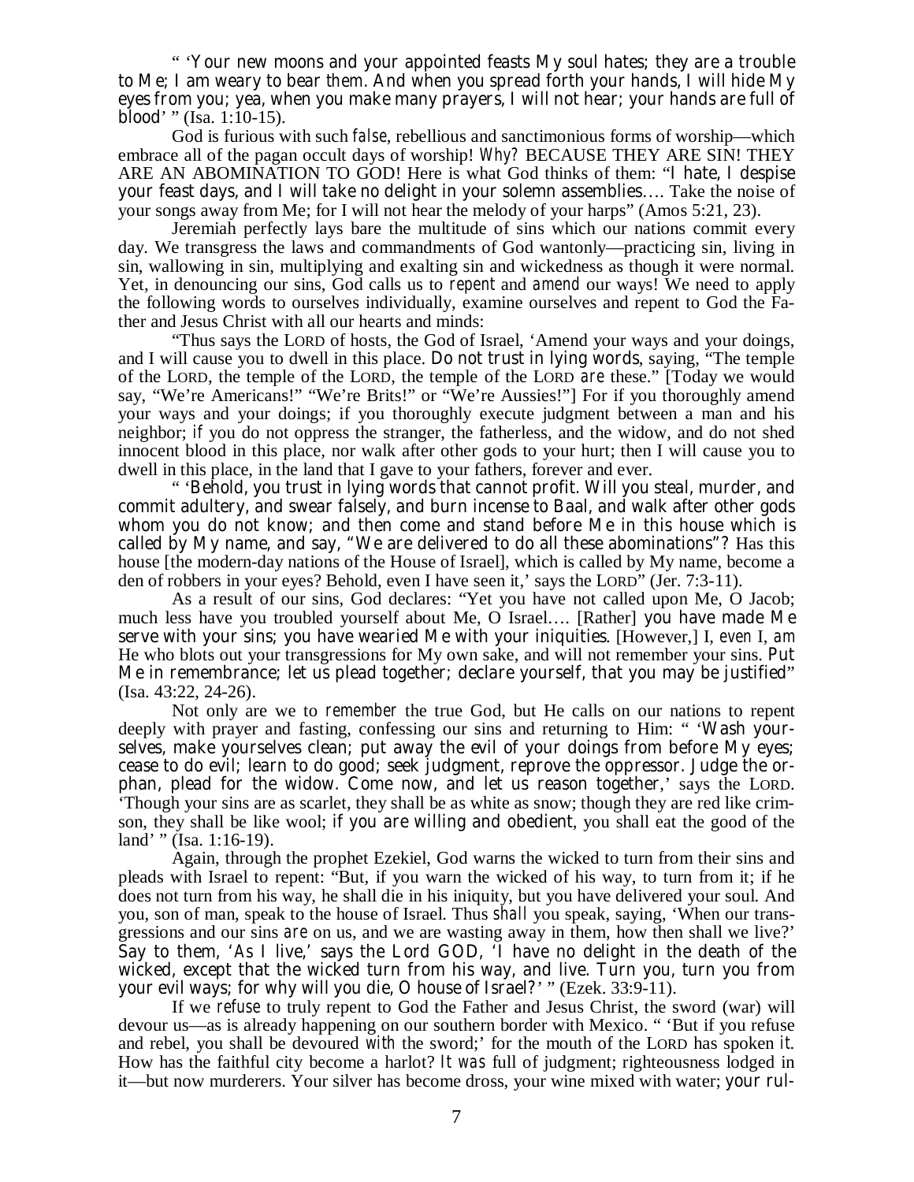" 'Your new moons and your appointed feasts My soul hates; they are a trouble to Me; I am weary to bear *them*. And when you spread forth your hands, I will hide My eyes from you; yea, when you make many prayers, I will not hear; your hands are full of blood' " (Isa. 1:10-15).

God is furious with such *false*, rebellious and sanctimonious forms of worship—which embrace all of the pagan occult days of worship! *Why*? BECAUSE THEY ARE SIN! THEY ARE AN ABOMINATION TO GOD! Here is what God thinks of them: "I hate, I despise your feast days, and I will take no delight in your solemn assemblies…. Take the noise of your songs away from Me; for I will not hear the melody of your harps" (Amos 5:21, 23).

Jeremiah perfectly lays bare the multitude of sins which our nations commit every day. We transgress the laws and commandments of God wantonly—practicing sin, living in sin, wallowing in sin, multiplying and exalting sin and wickedness as though it were normal. Yet, in denouncing our sins, God calls us to *repent* and *amend* our ways! We need to apply the following words to ourselves individually, examine ourselves and repent to God the Father and Jesus Christ with all our hearts and minds:

"Thus says the LORD of hosts, the God of Israel, 'Amend your ways and your doings, and I will cause you to dwell in this place. Do not trust in lying words, saying, "The temple of the LORD, the temple of the LORD, the temple of the LORD *are* these." [Today we would say, "We're Americans!" "We're Brits!" or "We're Aussies!"] For if you thoroughly amend your ways and your doings; if you thoroughly execute judgment between a man and his neighbor; if you do not oppress the stranger, the fatherless, and the widow, and do not shed innocent blood in this place, nor walk after other gods to your hurt; then I will cause you to dwell in this place, in the land that I gave to your fathers, forever and ever.

" 'Behold, you trust in lying words that cannot profit. Will you steal, murder, and commit adultery, and swear falsely, and burn incense to Baal, and walk after other gods whom you do not know; and then come and stand before Me in this house which is called by My name, and say, "We are delivered to do all these abominations"? Has this house [the modern-day nations of the House of Israel], which is called by My name, become a den of robbers in your eyes? Behold, even I have seen it,' says the LORD" (Jer. 7:3-11).

As a result of our sins, God declares: "Yet you have not called upon Me, O Jacob; much less have you troubled yourself about Me, O Israel…. [Rather] you have made Me serve with your sins; you have wearied Me with your iniquities. [However,] I, *even* I, *am* He who blots out your transgressions for My own sake, and will not remember your sins. Put Me in remembrance; let us plead together; declare yourself, that you may be justified" (Isa. 43:22, 24-26).

Not only are we to *remember* the true God, but He calls on our nations to repent deeply with prayer and fasting, confessing our sins and returning to Him: " 'Wash yourselves, make yourselves clean; put away the evil of your doings from before My eyes; cease to do evil; learn to do good; seek judgment, reprove the oppressor. Judge the orphan, plead for the widow. Come now, and let us reason together,' says the LORD. 'Though your sins are as scarlet, they shall be as white as snow; though they are red like crimson, they shall be like wool; if you are willing and obedient, you shall eat the good of the land' " (Isa. 1:16-19).

Again, through the prophet Ezekiel, God warns the wicked to turn from their sins and pleads with Israel to repent: "But, if you warn the wicked of his way, to turn from it; if he does not turn from his way, he shall die in his iniquity, but you have delivered your soul. And you, son of man, speak to the house of Israel. Thus *shall* you speak, saying, 'When our transgressions and our sins *are* on us, and we are wasting away in them, how then shall we live?' Say to them, 'As I live,' says the Lord GOD, 'I have no delight in the death of the wicked, except that the wicked turn from his way, and live. Turn you, turn you from your evil ways; for why will you die, O house of Israel?' " (Ezek. 33:9-11).

If we *refuse* to truly repent to God the Father and Jesus Christ, the sword (war) will devour us—as is already happening on our southern border with Mexico. " 'But if you refuse and rebel, you shall be devoured *with* the sword;' for the mouth of the LORD has spoken it. How has the faithful city become a harlot? *It was* full of judgment; righteousness lodged in it—but now murderers. Your silver has become dross, your wine mixed with water; your rul-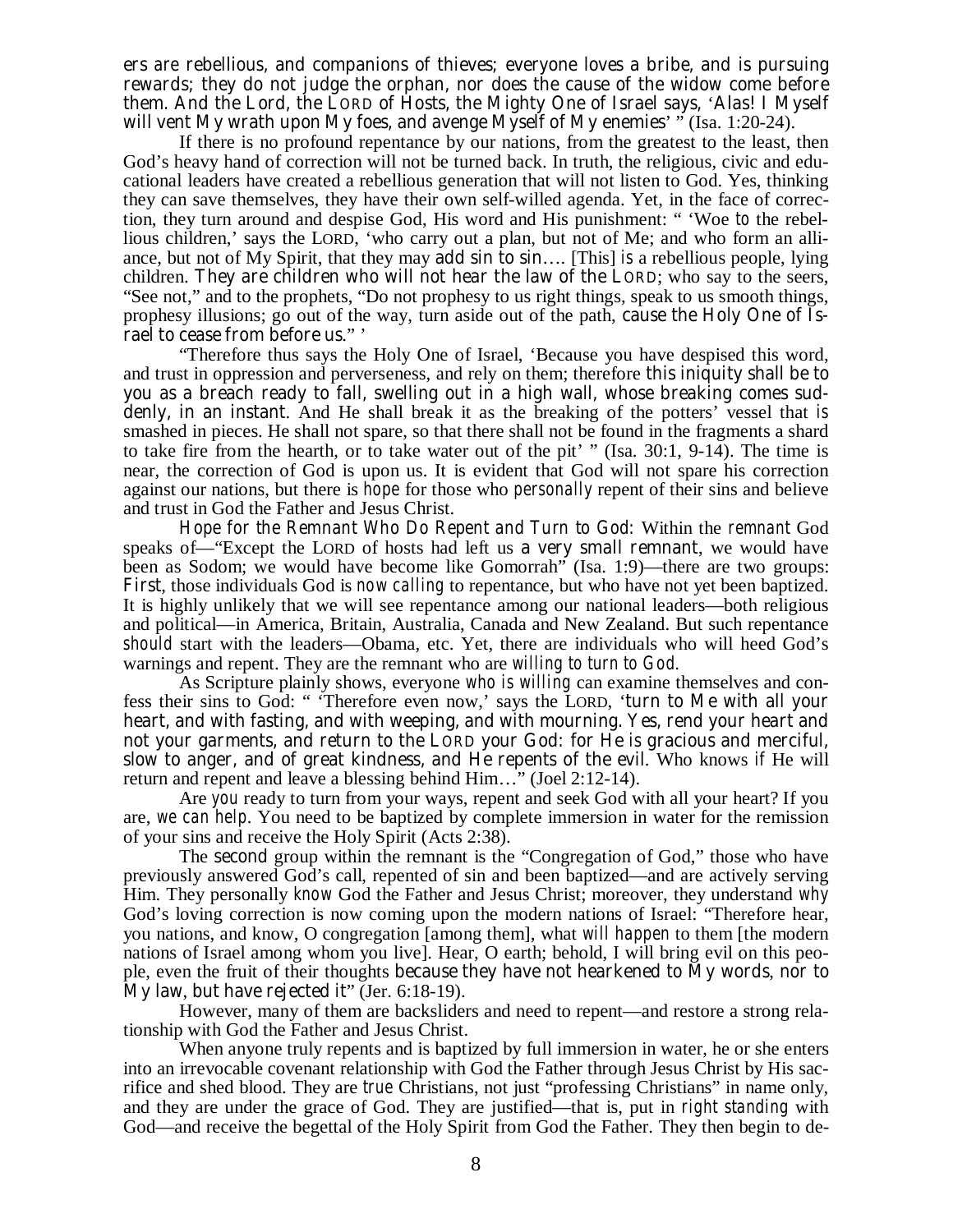ers *are* rebellious, and companions of thieves; everyone loves a bribe, and is pursuing rewards; they do not judge the orphan, nor does the cause of the widow come before them. And the Lord, the LORD of Hosts, the Mighty One of Israel says, 'Alas! I Myself will vent My wrath upon My foes, and avenge Myself of My enemies' " (Isa. 1:20-24).

If there is no profound repentance by our nations, from the greatest to the least, then God's heavy hand of correction will not be turned back. In truth, the religious, civic and educational leaders have created a rebellious generation that will not listen to God. Yes, thinking they can save themselves, they have their own self-willed agenda. Yet, in the face of correction, they turn around and despise God, His word and His punishment: " 'Woe *to* the rebellious children,' says the LORD, 'who carry out a plan, but not of Me; and who form an alliance, but not of My Spirit, that they may add sin to sin…. [This] *is* a rebellious people, lying children. They are children who will not hear the law of the LORD; who say to the seers, "See not," and to the prophets, "Do not prophesy to us right things, speak to us smooth things, prophesy illusions; go out of the way, turn aside out of the path, cause the Holy One of Israel to cease from before us." '

"Therefore thus says the Holy One of Israel, 'Because you have despised this word, and trust in oppression and perverseness, and rely on them; therefore this iniquity shall be to you as a breach ready to fall, swelling out in a high wall, whose breaking comes suddenly, in an instant. And He shall break it as the breaking of the potters' vessel that *is* smashed in pieces. He shall not spare, so that there shall not be found in the fragments a shard to take fire from the hearth, or to take water out of the pit' " (Isa. 30:1, 9-14). The time is near, the correction of God is upon us. It is evident that God will not spare his correction against our nations, but there is *hope* for those who *personally* repent of their sins and believe and trust in God the Father and Jesus Christ.

*Hope for the Remnant Who Do Repent and Turn to God:* Within the *remnant* God speaks of—"Except the LORD of hosts had left us a very small remnant, we would have been as Sodom; we would have become like Gomorrah" (Isa. 1:9)—there are two groups: *First*, those individuals God is *now calling* to repentance, but who have not yet been baptized. It is highly unlikely that we will see repentance among our national leaders—both religious and political—in America, Britain, Australia, Canada and New Zealand. But such repentance *should* start with the leaders—Obama, etc. Yet, there are individuals who will heed God's warnings and repent. They are the remnant who are *willing to turn to God*.

As Scripture plainly shows, everyone *who is willing* can examine themselves and confess their sins to God: " 'Therefore even now,' says the LORD, 'turn to Me with all your heart, and with fasting, and with weeping, and with mourning. Yes, rend your heart and not your garments, and return to the LORD your God: for He is gracious and merciful, slow to anger, and of great kindness, and He repents of the evil. Who knows *if* He will return and repent and leave a blessing behind Him…" (Joel 2:12-14).

Are *you* ready to turn from your ways, repent and seek God with all your heart? If you are, *we can help*. You need to be baptized by complete immersion in water for the remission of your sins and receive the Holy Spirit (Acts 2:38).

The *second* group within the remnant is the "Congregation of God," those who have previously answered God's call, repented of sin and been baptized—and are actively serving Him. They personally *know* God the Father and Jesus Christ; moreover, they understand *why* God's loving correction is now coming upon the modern nations of Israel: "Therefore hear, you nations, and know, O congregation [among them], what *will happen* to them [the modern nations of Israel among whom you live]. Hear, O earth; behold, I will bring evil on this people, even the fruit of their thoughts because they have not hearkened to My words, nor to My law, but have rejected it" (Jer. 6:18-19).

However, many of them are backsliders and need to repent—and restore a strong relationship with God the Father and Jesus Christ.

When anyone truly repents and is baptized by full immersion in water, he or she enters into an irrevocable covenant relationship with God the Father through Jesus Christ by His sacrifice and shed blood. They are *true* Christians, not just "professing Christians" in name only, and they are under the grace of God. They are justified—that is, put in *right standing* with God—and receive the begettal of the Holy Spirit from God the Father. They then begin to de-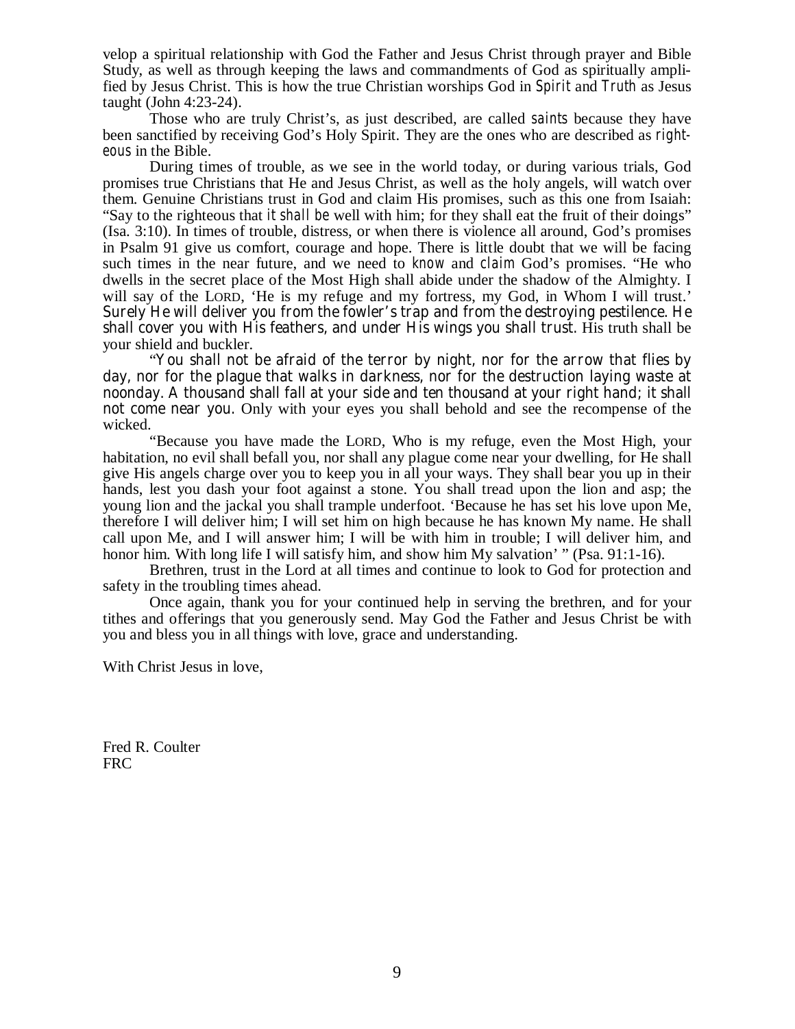velop a spiritual relationship with God the Father and Jesus Christ through prayer and Bible Study, as well as through keeping the laws and commandments of God as spiritually amplified by Jesus Christ. This is how the true Christian worships God in *Spirit* and *Truth* as Jesus taught (John 4:23-24).

Those who are truly Christ's, as just described, are called *saints* because they have been sanctified by receiving God's Holy Spirit. They are the ones who are described as *righteous* in the Bible.

During times of trouble, as we see in the world today, or during various trials, God promises true Christians that He and Jesus Christ, as well as the holy angels, will watch over them. Genuine Christians trust in God and claim His promises, such as this one from Isaiah: "Say to the righteous that *it shall be* well with him; for they shall eat the fruit of their doings" (Isa. 3:10). In times of trouble, distress, or when there is violence all around, God's promises in Psalm 91 give us comfort, courage and hope. There is little doubt that we will be facing such times in the near future, and we need to *know* and *claim* God's promises. "He who dwells in the secret place of the Most High shall abide under the shadow of the Almighty. I will say of the LORD, 'He is my refuge and my fortress, my God, in Whom I will trust.' *Surely He will deliver you from the fowler's trap and from the destroying pestilence. He shall cover you with His feathers, and under His wings you shall trust.* His truth shall be your shield and buckler.

"*You shall not be afraid of the terror by night, nor for the arrow that flies by day, nor for the plague that walks in darkness, nor for the destruction laying waste at noonday. A thousand shall fall at your side and ten thousand at your right hand; it shall not come near you.* Only with your eyes you shall behold and see the recompense of the wicked.

"Because you have made the LORD, Who is my refuge, even the Most High, your habitation, no evil shall befall you, nor shall any plague come near your dwelling, for He shall give His angels charge over you to keep you in all your ways. They shall bear you up in their hands, lest you dash your foot against a stone. You shall tread upon the lion and asp; the young lion and the jackal you shall trample underfoot. 'Because he has set his love upon Me, therefore I will deliver him; I will set him on high because he has known My name. He shall call upon Me, and I will answer him; I will be with him in trouble; I will deliver him, and honor him. With long life I will satisfy him, and show him My salvation' " (Psa. 91:1-16).

Brethren, trust in the Lord at all times and continue to look to God for protection and safety in the troubling times ahead.

Once again, thank you for your continued help in serving the brethren, and for your tithes and offerings that you generously send. May God the Father and Jesus Christ be with you and bless you in all things with love, grace and understanding.

With Christ Jesus in love,

Fred R. Coulter
FRC